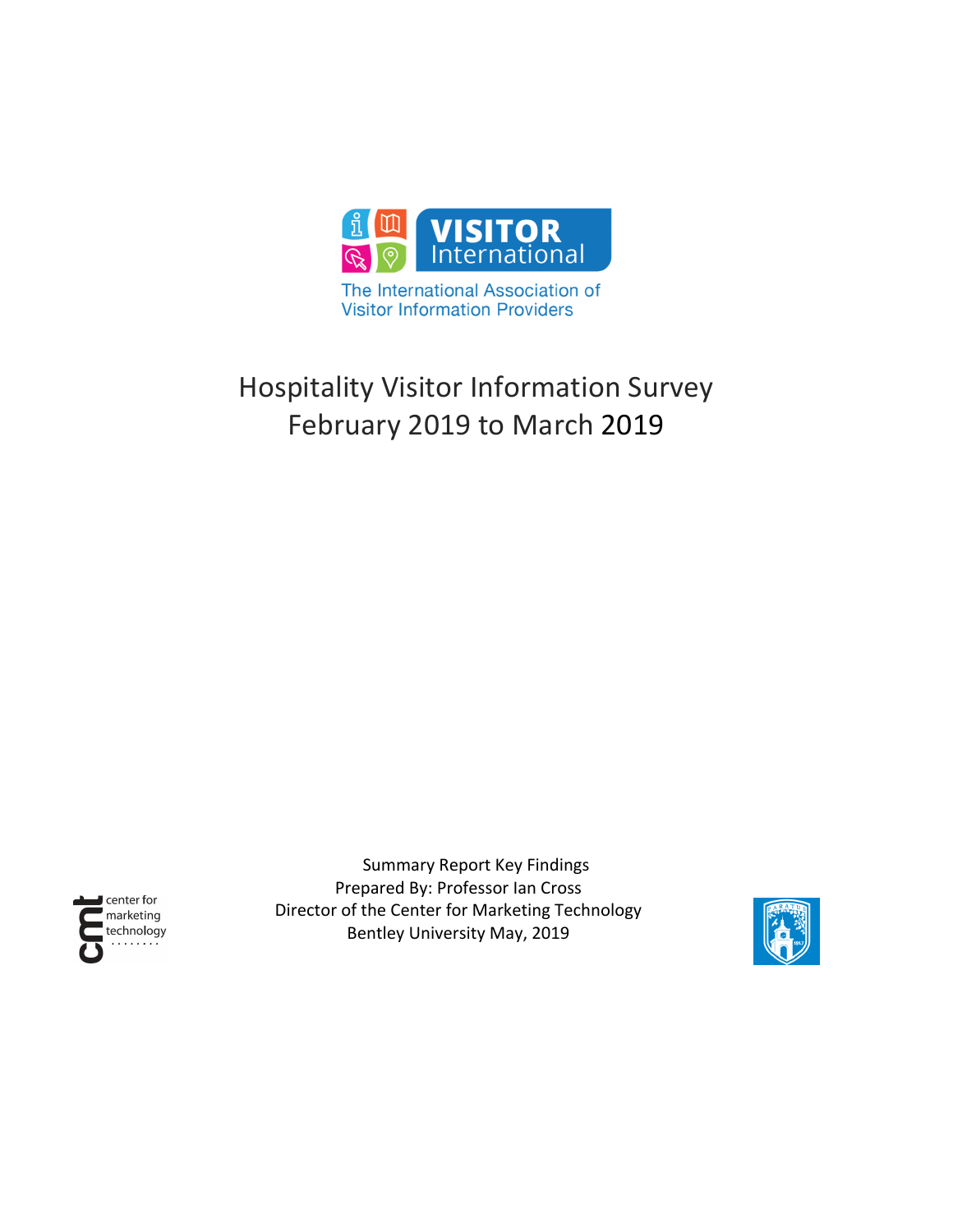VISITOR International

The International Association of Visitor Information Providers

# Hospitality Visitor Information Survey February 2019 to March 2019

center for marketing technology

Summary Report Key Findings
Prepared By: Professor Ian Cross
Director of the Center for Marketing Technology
Bentley University May, 2019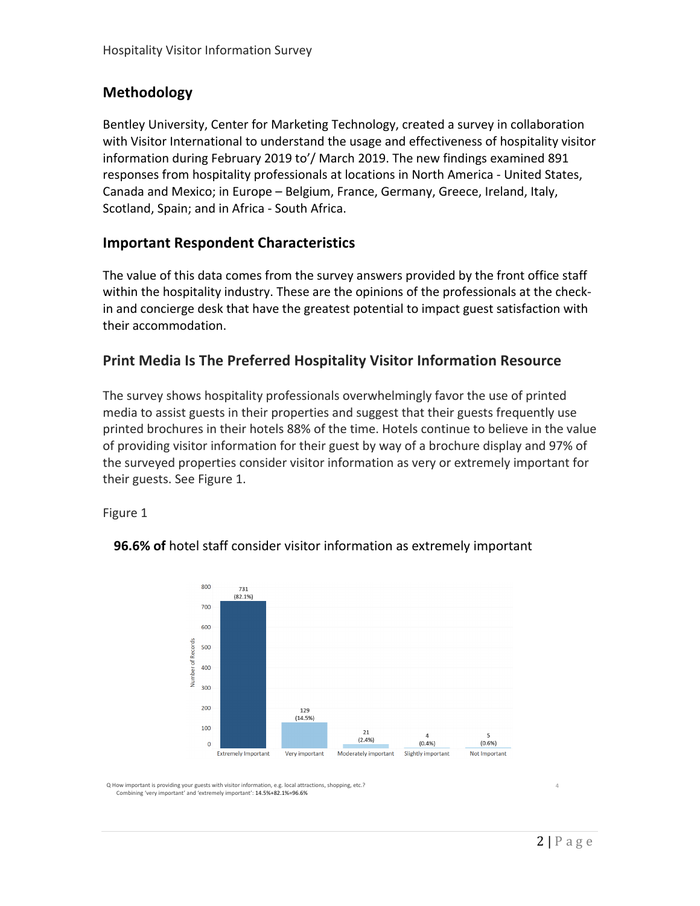## Methodology

Bentley University, Center for Marketing Technology, created a survey in collaboration with Visitor International to understand the usage and effectiveness of hospitality visitor information during February 2019 to'/ March 2019. The new findings examined 891 responses from hospitality professionals at locations in North America - United States, Canada and Mexico; in Europe – Belgium, France, Germany, Greece, Ireland, Italy, Scotland, Spain; and in Africa - South Africa.

## Important Respondent Characteristics

The value of this data comes from the survey answers provided by the front office staff within the hospitality industry. These are the opinions of the professionals at the check-in and concierge desk that have the greatest potential to impact guest satisfaction with their accommodation.

## Print Media Is The Preferred Hospitality Visitor Information Resource

The survey shows hospitality professionals overwhelmingly favor the use of printed media to assist guests in their properties and suggest that their guests frequently use printed brochures in their hotels 88% of the time. Hotels continue to believe in the value of providing visitor information for their guest by way of a brochure display and 97% of the surveyed properties consider visitor information as very or extremely important for their guests. See Figure 1.

Figure 1

**96.6% of** hotel staff consider visitor information as extremely important

| Response | Number of Records | Percent |
|---|---|---|
| Extremely Important | 731 | (82.1%) |
| Very important | 129 | (14.5%) |
| Moderately important | 21 | (2.4%) |
| Slightly important | 4 | (0.4%) |
| Not Important | 5 | (0.6%) |

Q How important is providing your guests with visitor information, e.g. local attractions, shopping, etc.?
Combining 'very important' and 'extremely important': 14.5%+82.1%=96.6%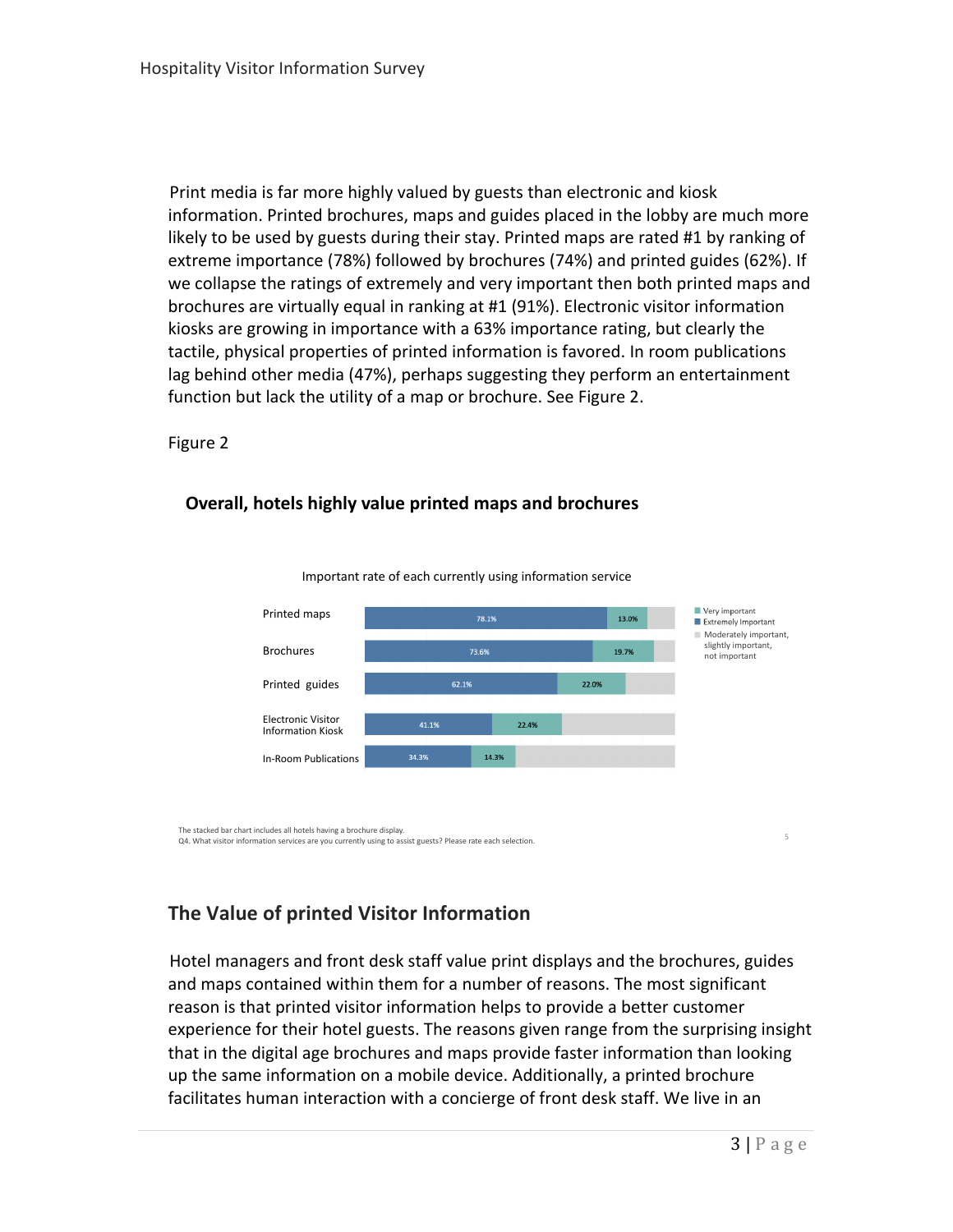Print media is far more highly valued by guests than electronic and kiosk information. Printed brochures, maps and guides placed in the lobby are much more likely to be used by guests during their stay. Printed maps are rated #1 by ranking of extreme importance (78%) followed by brochures (74%) and printed guides (62%). If we collapse the ratings of extremely and very important then both printed maps and brochures are virtually equal in ranking at #1 (91%). Electronic visitor information kiosks are growing in importance with a 63% importance rating, but clearly the tactile, physical properties of printed information is favored. In room publications lag behind other media (47%), perhaps suggesting they perform an entertainment function but lack the utility of a map or brochure. See Figure 2.

Figure 2

**Overall, hotels highly value printed maps and brochures**

Important rate of each currently using information service

| | Extremely Important | Very important |
|---|---|---|
| Printed maps | 78.1% | 13.0% |
| Brochures | 73.6% | 19.7% |
| Printed guides | 62.1% | 22.0% |
| Electronic Visitor Information Kiosk | 41.1% | 22.4% |
| In-Room Publications | 34.3% | 14.3% |

Legend: Very important; Extremely Important; Moderately important, slightly important, not important

The stacked bar chart includes all hotels having a brochure display.
Q4. What visitor information services are you currently using to assist guests? Please rate each selection.

## The Value of printed Visitor Information

Hotel managers and front desk staff value print displays and the brochures, guides and maps contained within them for a number of reasons. The most significant reason is that printed visitor information helps to provide a better customer experience for their hotel guests. The reasons given range from the surprising insight that in the digital age brochures and maps provide faster information than looking up the same information on a mobile device. Additionally, a printed brochure facilitates human interaction with a concierge of front desk staff. We live in an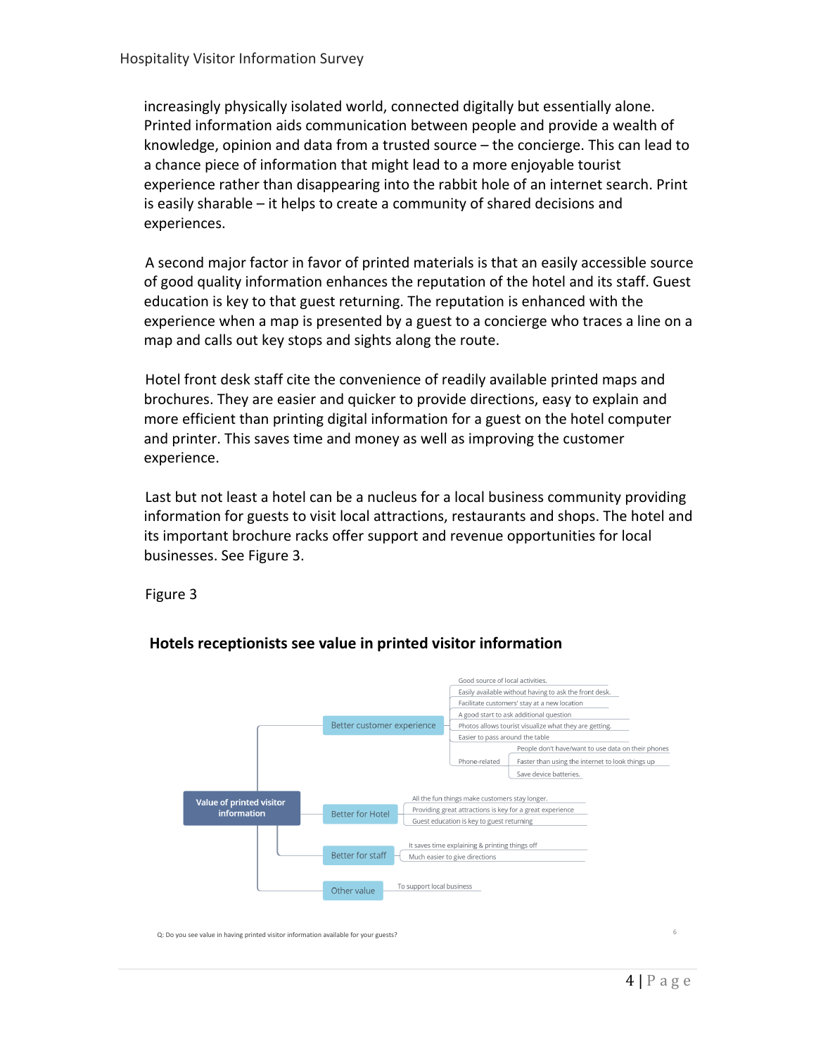increasingly physically isolated world, connected digitally but essentially alone. Printed information aids communication between people and provide a wealth of knowledge, opinion and data from a trusted source – the concierge. This can lead to a chance piece of information that might lead to a more enjoyable tourist experience rather than disappearing into the rabbit hole of an internet search. Print is easily sharable – it helps to create a community of shared decisions and experiences.

A second major factor in favor of printed materials is that an easily accessible source of good quality information enhances the reputation of the hotel and its staff. Guest education is key to that guest returning. The reputation is enhanced with the experience when a map is presented by a guest to a concierge who traces a line on a map and calls out key stops and sights along the route.

Hotel front desk staff cite the convenience of readily available printed maps and brochures. They are easier and quicker to provide directions, easy to explain and more efficient than printing digital information for a guest on the hotel computer and printer. This saves time and money as well as improving the customer experience.

Last but not least a hotel can be a nucleus for a local business community providing information for guests to visit local attractions, restaurants and shops. The hotel and its important brochure racks offer support and revenue opportunities for local businesses. See Figure 3.

Figure 3

**Hotels receptionists see value in printed visitor information**

- **Value of printed visitor information**
  - Better customer experience
    - Good source of local activities.
    - Easily available without having to ask the front desk.
    - Facilitate customers' stay at a new location
    - A good start to ask additional question
    - Photos allows tourist visualize what they are getting.
    - Easier to pass around the table
    - Phone-related
      - People don't have/want to use data on their phones
      - Faster than using the internet to look things up
      - Save device batteries.
  - Better for Hotel
    - All the fun things make customers stay longer.
    - Providing great attractions is key for a great experience
    - Guest education is key to guest returning
  - Better for staff
    - It saves time explaining & printing things off
    - Much easier to give directions
  - Other value
    - To support local business

Q: Do you see value in having printed visitor information available for your guests?

6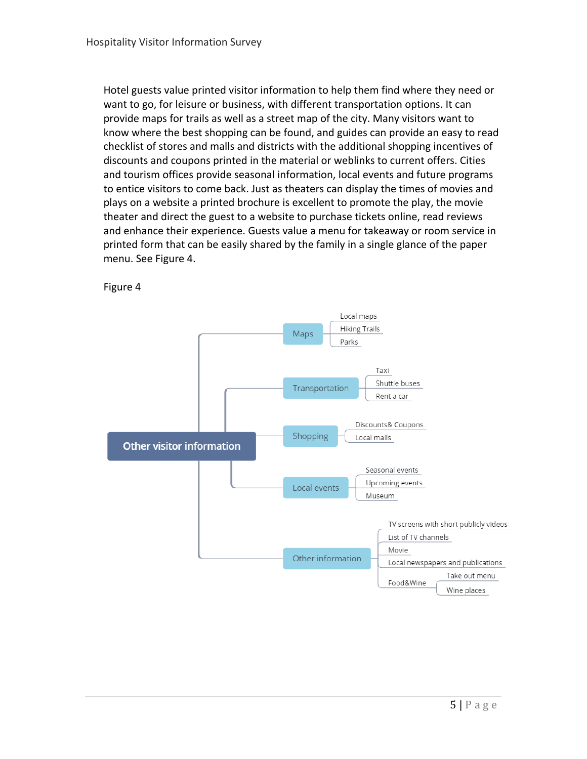Hotel guests value printed visitor information to help them find where they need or want to go, for leisure or business, with different transportation options. It can provide maps for trails as well as a street map of the city. Many visitors want to know where the best shopping can be found, and guides can provide an easy to read checklist of stores and malls and districts with the additional shopping incentives of discounts and coupons printed in the material or weblinks to current offers. Cities and tourism offices provide seasonal information, local events and future programs to entice visitors to come back. Just as theaters can display the times of movies and plays on a website a printed brochure is excellent to promote the play, the movie theater and direct the guest to a website to purchase tickets online, read reviews and enhance their experience. Guests value a menu for takeaway or room service in printed form that can be easily shared by the family in a single glance of the paper menu. See Figure 4.

Figure 4

- **Other visitor information**
  - Maps
    - Local maps
    - Hiking Trails
    - Parks
  - Transportation
    - Taxi
    - Shuttle buses
    - Rent a car
  - Shopping
    - Discounts& Coupons
    - Local malls
  - Local events
    - Seasonal events
    - Upcoming events
    - Museum
  - Other information
    - TV screens with short publicly videos
    - List of TV channels
    - Movie
    - Local newspapers and publications
    - Food&Wine
      - Take out menu
      - Wine places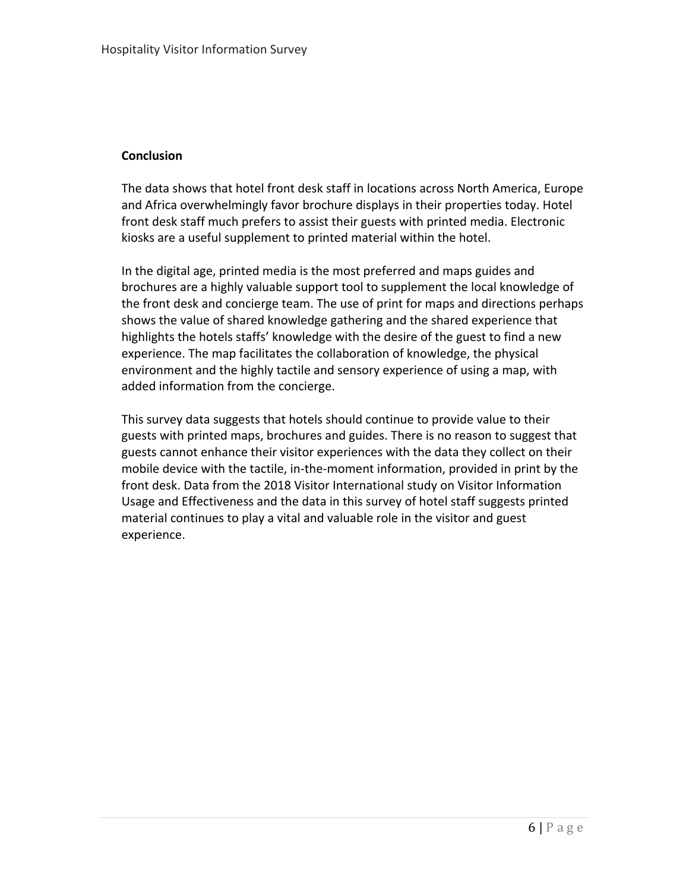**Conclusion**

The data shows that hotel front desk staff in locations across North America, Europe and Africa overwhelmingly favor brochure displays in their properties today. Hotel front desk staff much prefers to assist their guests with printed media. Electronic kiosks are a useful supplement to printed material within the hotel.

In the digital age, printed media is the most preferred and maps guides and brochures are a highly valuable support tool to supplement the local knowledge of the front desk and concierge team. The use of print for maps and directions perhaps shows the value of shared knowledge gathering and the shared experience that highlights the hotels staffs' knowledge with the desire of the guest to find a new experience. The map facilitates the collaboration of knowledge, the physical environment and the highly tactile and sensory experience of using a map, with added information from the concierge.

This survey data suggests that hotels should continue to provide value to their guests with printed maps, brochures and guides. There is no reason to suggest that guests cannot enhance their visitor experiences with the data they collect on their mobile device with the tactile, in-the-moment information, provided in print by the front desk. Data from the 2018 Visitor International study on Visitor Information Usage and Effectiveness and the data in this survey of hotel staff suggests printed material continues to play a vital and valuable role in the visitor and guest experience.